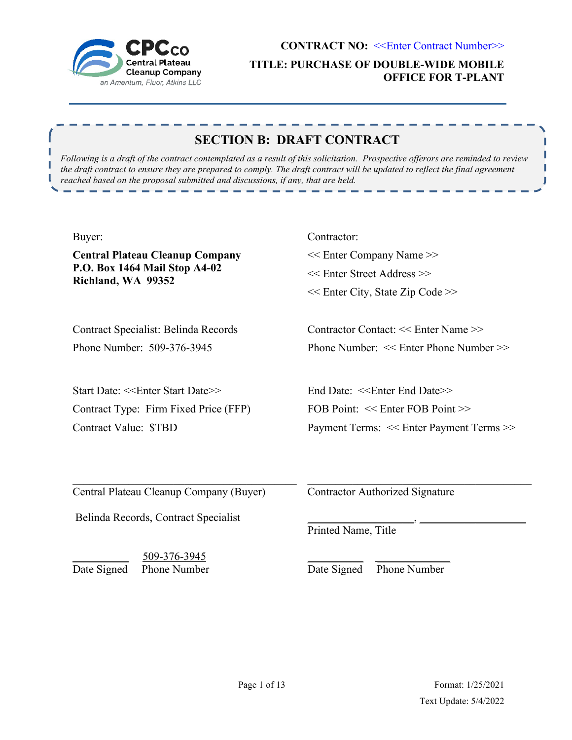CPCco
Central Plateau Cleanup Company
*an Amentum, Fluor, Atkins LLC*

**CONTRACT NO:** <<Enter Contract Number>>

**TITLE: PURCHASE OF DOUBLE-WIDE MOBILE OFFICE FOR T-PLANT**

---

## SECTION B: DRAFT CONTRACT

*Following is a draft of the contract contemplated as a result of this solicitation. Prospective offerors are reminded to review the draft contract to ensure they are prepared to comply. The draft contract will be updated to reflect the final agreement reached based on the proposal submitted and discussions, if any, that are held.*

Buyer:

**Central Plateau Cleanup Company**
**P.O. Box 1464 Mail Stop A4-02**
**Richland, WA 99352**

Contractor:

<< Enter Company Name >>
<< Enter Street Address >>
<< Enter City, State Zip Code >>

Contract Specialist: Belinda Records
Phone Number: 509-376-3945

Contractor Contact: << Enter Name >>
Phone Number: << Enter Phone Number >>

Start Date: <<Enter Start Date>>
Contract Type: Firm Fixed Price (FFP)
Contract Value: $TBD

End Date: <<Enter End Date>>
FOB Point: << Enter FOB Point >>
Payment Terms: << Enter Payment Terms >>

______________________________
Central Plateau Cleanup Company (Buyer)

Belinda Records, Contract Specialist

__________ 509-376-3945
Date Signed Phone Number

______________________________
Contractor Authorized Signature

__________________, __________________
Printed Name, Title

__________ __________
Date Signed Phone Number

Format: 1/25/2021
Text Update: 5/4/2022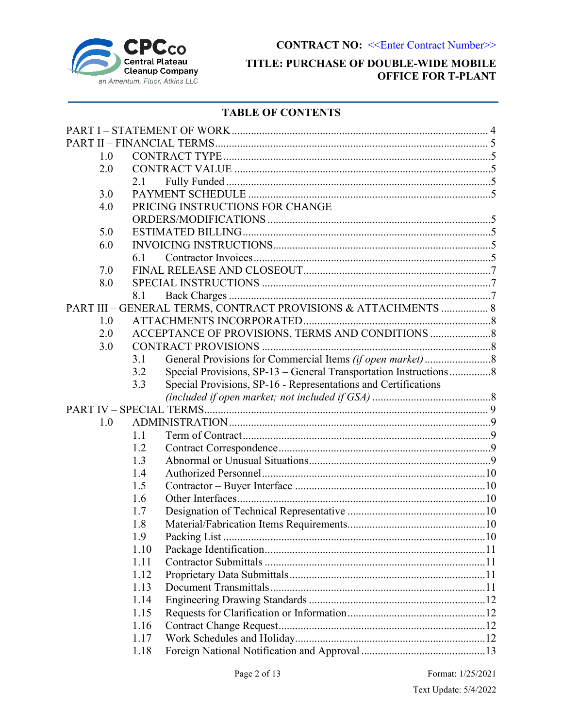## TABLE OF CONTENTS

PART I – STATEMENT OF WORK ............................................................................................ 4
PART II – FINANCIAL TERMS .................................................................................................. 5
- 1.0 CONTRACT TYPE ................................................................................................5
- 2.0 CONTRACT VALUE ............................................................................................5
  - 2.1 Fully Funded ...............................................................................................5
- 3.0 PAYMENT SCHEDULE ........................................................................................5
- 4.0 PRICING INSTRUCTIONS FOR CHANGE ORDERS/MODIFICATIONS ................................................................5
- 5.0 ESTIMATED BILLING ..........................................................................................5
- 6.0 INVOICING INSTRUCTIONS ..............................................................................5
  - 6.1 Contractor Invoices .....................................................................................5
- 7.0 FINAL RELEASE AND CLOSEOUT ....................................................................7
- 8.0 SPECIAL INSTRUCTIONS ...................................................................................7
  - 8.1 Back Charges ...............................................................................................7

PART III – GENERAL TERMS, CONTRACT PROVISIONS & ATTACHMENTS ................. 8
- 1.0 ATTACHMENTS INCORPORATED ....................................................................8
- 2.0 ACCEPTANCE OF PROVISIONS, TERMS AND CONDITIONS ......................8
- 3.0 CONTRACT PROVISIONS ..................................................................................8
  - 3.1 General Provisions for Commercial Items *(if open market)* ........................8
  - 3.2 Special Provisions, SP-13 – General Transportation Instructions ...............8
  - 3.3 Special Provisions, SP-16 - Representations and Certifications *(included if open market; not included if GSA)* ...........................................8

PART IV – SPECIAL TERMS ...................................................................................................... 9
- 1.0 ADMINISTRATION ..............................................................................................9
  - 1.1 Term of Contract .........................................................................................9
  - 1.2 Contract Correspondence ............................................................................9
  - 1.3 Abnormal or Unusual Situations .................................................................9
  - 1.4 Authorized Personnel ................................................................................10
  - 1.5 Contractor – Buyer Interface ....................................................................10
  - 1.6 Other Interfaces .........................................................................................10
  - 1.7 Designation of Technical Representative ..................................................10
  - 1.8 Material/Fabrication Items Requirements .................................................10
  - 1.9 Packing List ..............................................................................................10
  - 1.10 Package Identification ...............................................................................11
  - 1.11 Contractor Submittals ...............................................................................11
  - 1.12 Proprietary Data Submittals ......................................................................11
  - 1.13 Document Transmittals .............................................................................11
  - 1.14 Engineering Drawing Standards ...............................................................12
  - 1.15 Requests for Clarification or Information .................................................12
  - 1.16 Contract Change Request ..........................................................................12
  - 1.17 Work Schedules and Holiday ....................................................................12
  - 1.18 Foreign National Notification and Approval ............................................13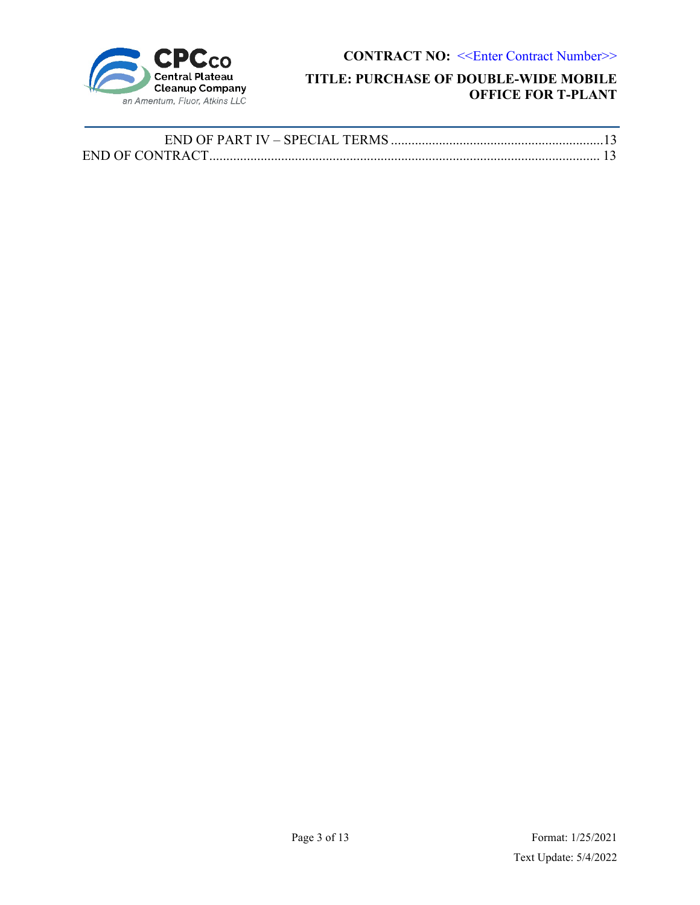END OF PART IV – SPECIAL TERMS ............................................................13
END OF CONTRACT.................................................................................................. 13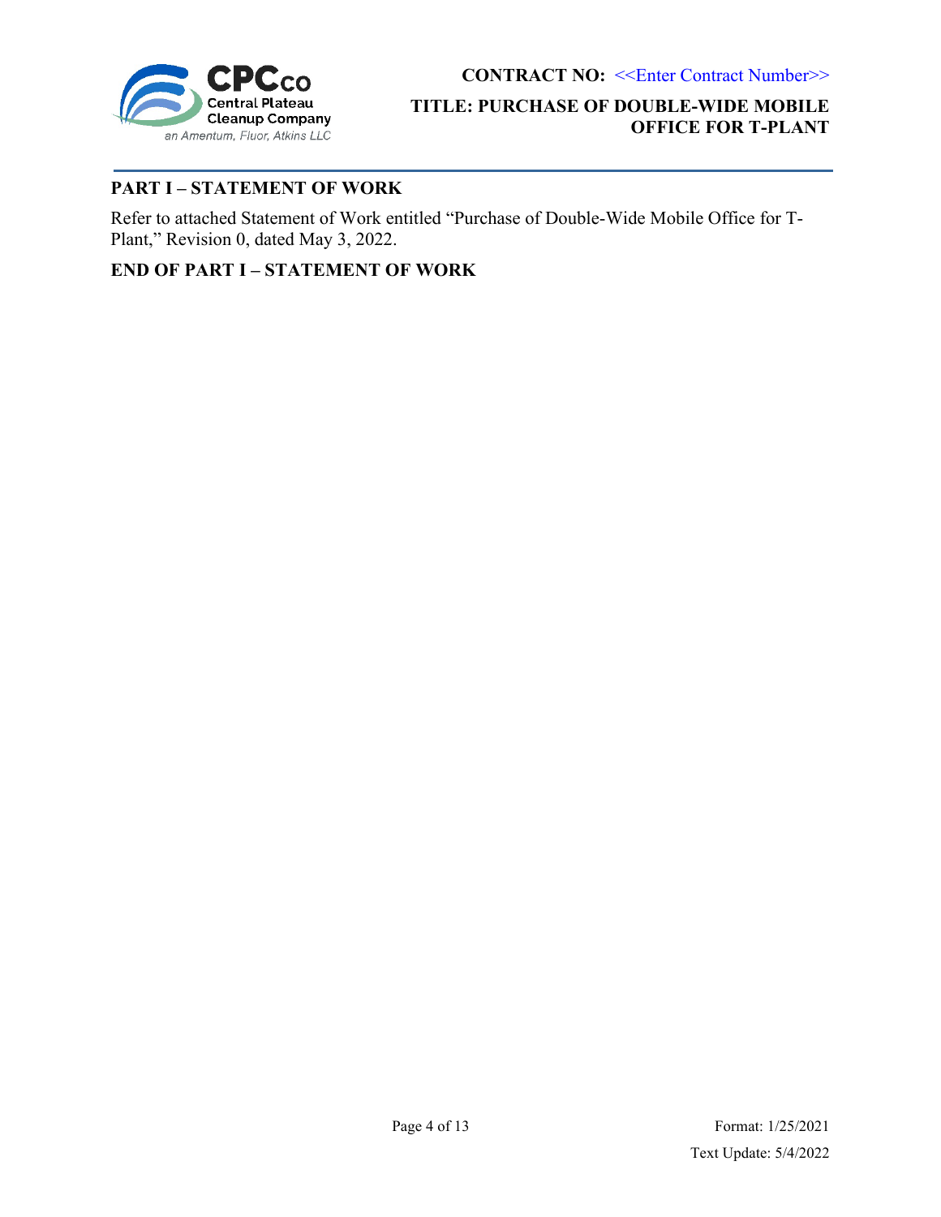## PART I – STATEMENT OF WORK

Refer to attached Statement of Work entitled "Purchase of Double-Wide Mobile Office for T-Plant," Revision 0, dated May 3, 2022.

## END OF PART I – STATEMENT OF WORK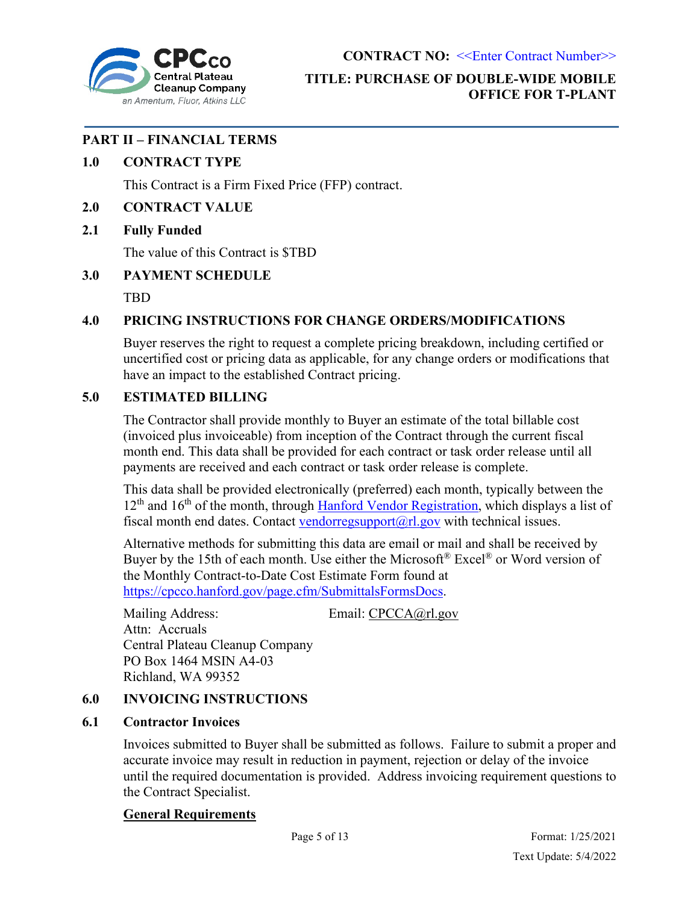## PART II – FINANCIAL TERMS

### 1.0 CONTRACT TYPE

This Contract is a Firm Fixed Price (FFP) contract.

### 2.0 CONTRACT VALUE

#### 2.1 Fully Funded

The value of this Contract is $TBD

### 3.0 PAYMENT SCHEDULE

TBD

### 4.0 PRICING INSTRUCTIONS FOR CHANGE ORDERS/MODIFICATIONS

Buyer reserves the right to request a complete pricing breakdown, including certified or uncertified cost or pricing data as applicable, for any change orders or modifications that have an impact to the established Contract pricing.

### 5.0 ESTIMATED BILLING

The Contractor shall provide monthly to Buyer an estimate of the total billable cost (invoiced plus invoiceable) from inception of the Contract through the current fiscal month end. This data shall be provided for each contract or task order release until all payments are received and each contract or task order release is complete.

This data shall be provided electronically (preferred) each month, typically between the 12th and 16th of the month, through Hanford Vendor Registration, which displays a list of fiscal month end dates. Contact vendorregsupport@rl.gov with technical issues.

Alternative methods for submitting this data are email or mail and shall be received by Buyer by the 15th of each month. Use either the Microsoft® Excel® or Word version of the Monthly Contract-to-Date Cost Estimate Form found at https://cpcco.hanford.gov/page.cfm/SubmittalsFormsDocs.

Mailing Address:
Attn: Accruals
Central Plateau Cleanup Company
PO Box 1464 MSIN A4-03
Richland, WA 99352

Email: CPCCA@rl.gov

### 6.0 INVOICING INSTRUCTIONS

#### 6.1 Contractor Invoices

Invoices submitted to Buyer shall be submitted as follows. Failure to submit a proper and accurate invoice may result in reduction in payment, rejection or delay of the invoice until the required documentation is provided. Address invoicing requirement questions to the Contract Specialist.

**General Requirements**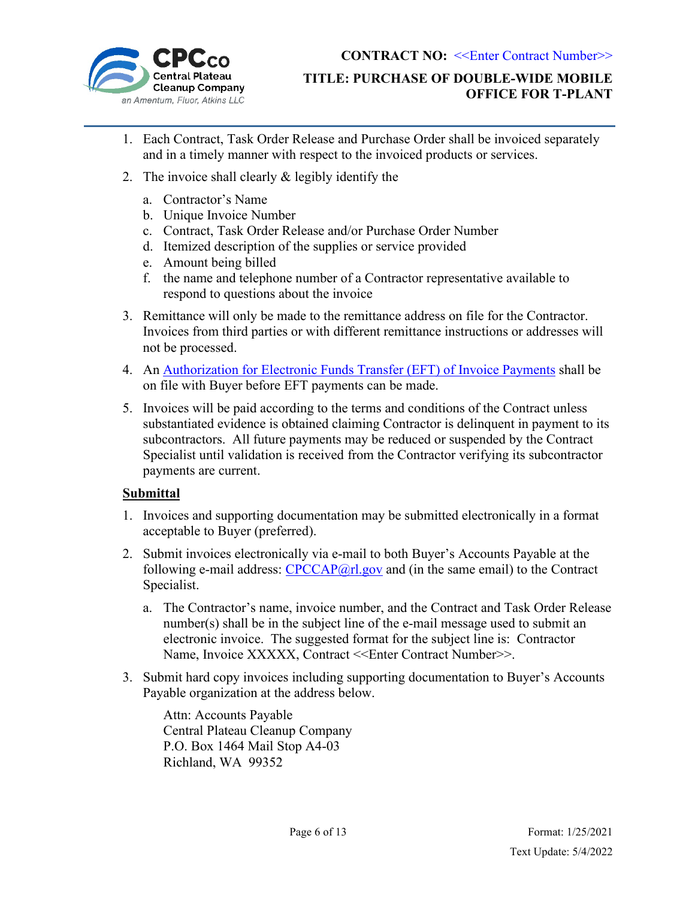1. Each Contract, Task Order Release and Purchase Order shall be invoiced separately and in a timely manner with respect to the invoiced products or services.
2. The invoice shall clearly & legibly identify the
   a. Contractor's Name
   b. Unique Invoice Number
   c. Contract, Task Order Release and/or Purchase Order Number
   d. Itemized description of the supplies or service provided
   e. Amount being billed
   f. the name and telephone number of a Contractor representative available to respond to questions about the invoice
3. Remittance will only be made to the remittance address on file for the Contractor. Invoices from third parties or with different remittance instructions or addresses will not be processed.
4. An [Authorization for Electronic Funds Transfer (EFT) of Invoice Payments]() shall be on file with Buyer before EFT payments can be made.
5. Invoices will be paid according to the terms and conditions of the Contract unless substantiated evidence is obtained claiming Contractor is delinquent in payment to its subcontractors. All future payments may be reduced or suspended by the Contract Specialist until validation is received from the Contractor verifying its subcontractor payments are current.

**Submittal**

1. Invoices and supporting documentation may be submitted electronically in a format acceptable to Buyer (preferred).
2. Submit invoices electronically via e-mail to both Buyer's Accounts Payable at the following e-mail address: CPCCAP@rl.gov and (in the same email) to the Contract Specialist.
   a. The Contractor's name, invoice number, and the Contract and Task Order Release number(s) shall be in the subject line of the e-mail message used to submit an electronic invoice. The suggested format for the subject line is: Contractor Name, Invoice XXXXX, Contract <<Enter Contract Number>>.
3. Submit hard copy invoices including supporting documentation to Buyer's Accounts Payable organization at the address below.

   Attn: Accounts Payable
   Central Plateau Cleanup Company
   P.O. Box 1464 Mail Stop A4-03
   Richland, WA 99352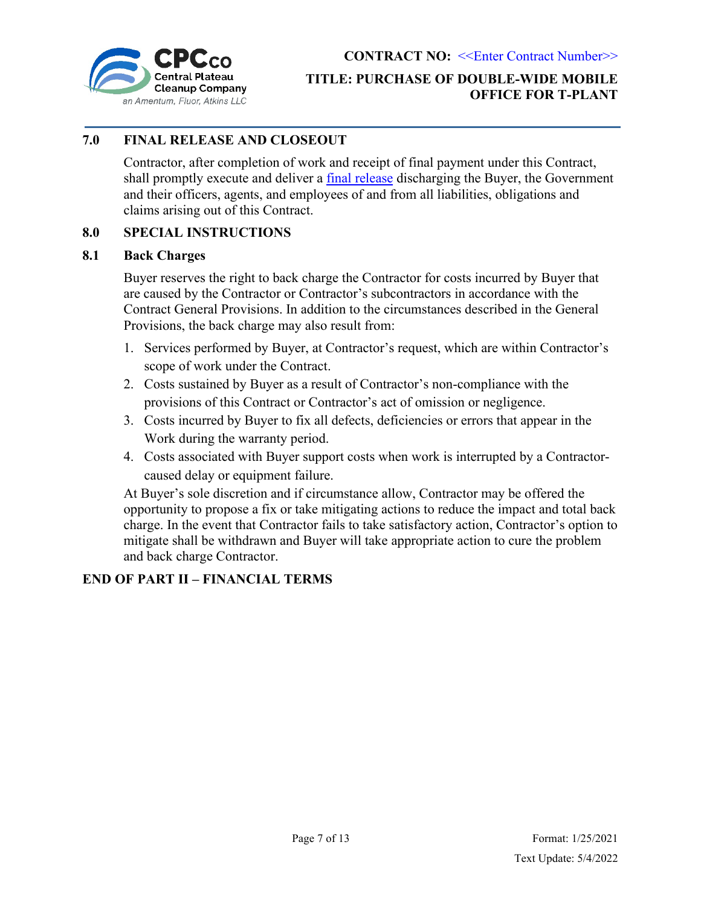## 7.0 FINAL RELEASE AND CLOSEOUT

Contractor, after completion of work and receipt of final payment under this Contract, shall promptly execute and deliver a final release discharging the Buyer, the Government and their officers, agents, and employees of and from all liabilities, obligations and claims arising out of this Contract.

## 8.0 SPECIAL INSTRUCTIONS

### 8.1 Back Charges

Buyer reserves the right to back charge the Contractor for costs incurred by Buyer that are caused by the Contractor or Contractor's subcontractors in accordance with the Contract General Provisions. In addition to the circumstances described in the General Provisions, the back charge may also result from:

1. Services performed by Buyer, at Contractor's request, which are within Contractor's scope of work under the Contract.
2. Costs sustained by Buyer as a result of Contractor's non-compliance with the provisions of this Contract or Contractor's act of omission or negligence.
3. Costs incurred by Buyer to fix all defects, deficiencies or errors that appear in the Work during the warranty period.
4. Costs associated with Buyer support costs when work is interrupted by a Contractor-caused delay or equipment failure.

At Buyer's sole discretion and if circumstance allow, Contractor may be offered the opportunity to propose a fix or take mitigating actions to reduce the impact and total back charge. In the event that Contractor fails to take satisfactory action, Contractor's option to mitigate shall be withdrawn and Buyer will take appropriate action to cure the problem and back charge Contractor.

**END OF PART II – FINANCIAL TERMS**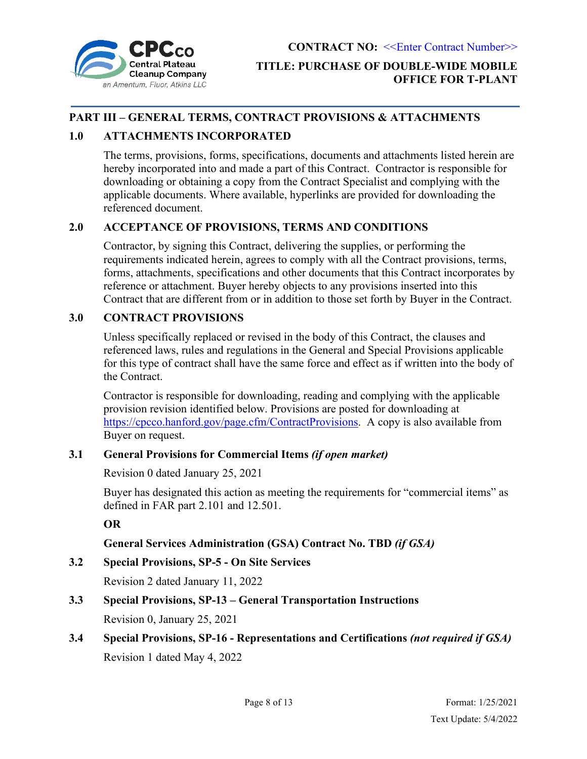## PART III – GENERAL TERMS, CONTRACT PROVISIONS & ATTACHMENTS

### 1.0 ATTACHMENTS INCORPORATED

The terms, provisions, forms, specifications, documents and attachments listed herein are hereby incorporated into and made a part of this Contract. Contractor is responsible for downloading or obtaining a copy from the Contract Specialist and complying with the applicable documents. Where available, hyperlinks are provided for downloading the referenced document.

### 2.0 ACCEPTANCE OF PROVISIONS, TERMS AND CONDITIONS

Contractor, by signing this Contract, delivering the supplies, or performing the requirements indicated herein, agrees to comply with all the Contract provisions, terms, forms, attachments, specifications and other documents that this Contract incorporates by reference or attachment. Buyer hereby objects to any provisions inserted into this Contract that are different from or in addition to those set forth by Buyer in the Contract.

### 3.0 CONTRACT PROVISIONS

Unless specifically replaced or revised in the body of this Contract, the clauses and referenced laws, rules and regulations in the General and Special Provisions applicable for this type of contract shall have the same force and effect as if written into the body of the Contract.

Contractor is responsible for downloading, reading and complying with the applicable provision revision identified below. Provisions are posted for downloading at https://cpcco.hanford.gov/page.cfm/ContractProvisions. A copy is also available from Buyer on request.

### 3.1 General Provisions for Commercial Items *(if open market)*

Revision 0 dated January 25, 2021

Buyer has designated this action as meeting the requirements for "commercial items" as defined in FAR part 2.101 and 12.501.

**OR**

**General Services Administration (GSA) Contract No. TBD *(if GSA)***

### 3.2 Special Provisions, SP-5 - On Site Services

Revision 2 dated January 11, 2022

### 3.3 Special Provisions, SP-13 – General Transportation Instructions

Revision 0, January 25, 2021

### 3.4 Special Provisions, SP-16 - Representations and Certifications *(not required if GSA)*

Revision 1 dated May 4, 2022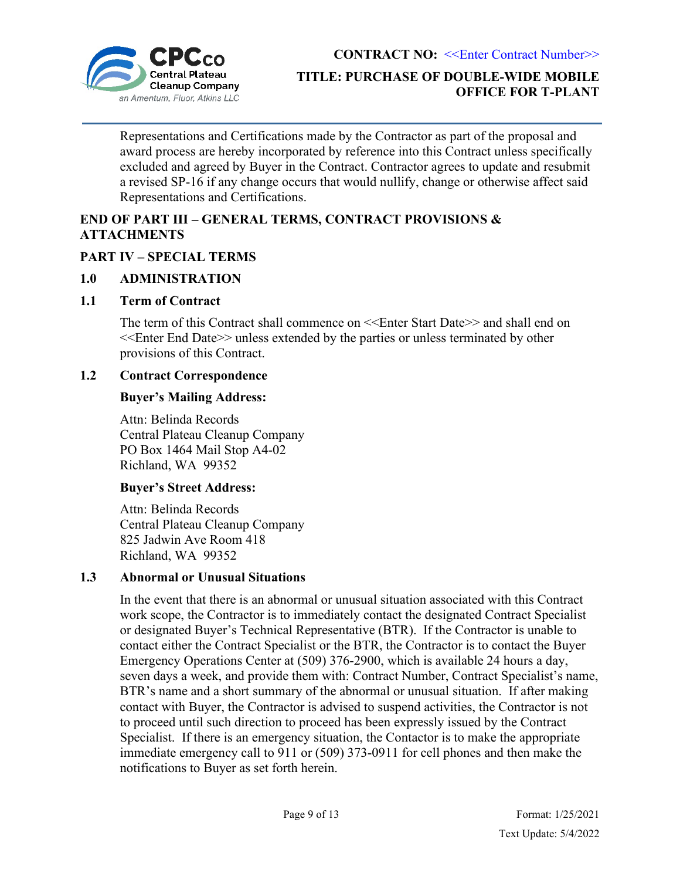Representations and Certifications made by the Contractor as part of the proposal and award process are hereby incorporated by reference into this Contract unless specifically excluded and agreed by Buyer in the Contract. Contractor agrees to update and resubmit a revised SP-16 if any change occurs that would nullify, change or otherwise affect said Representations and Certifications.

**END OF PART III – GENERAL TERMS, CONTRACT PROVISIONS & ATTACHMENTS**

## PART IV – SPECIAL TERMS

### 1.0 ADMINISTRATION

### 1.1 Term of Contract

The term of this Contract shall commence on <<Enter Start Date>> and shall end on <<Enter End Date>> unless extended by the parties or unless terminated by other provisions of this Contract.

### 1.2 Contract Correspondence

**Buyer's Mailing Address:**

Attn: Belinda Records
Central Plateau Cleanup Company
PO Box 1464 Mail Stop A4-02
Richland, WA 99352

**Buyer's Street Address:**

Attn: Belinda Records
Central Plateau Cleanup Company
825 Jadwin Ave Room 418
Richland, WA 99352

### 1.3 Abnormal or Unusual Situations

In the event that there is an abnormal or unusual situation associated with this Contract work scope, the Contractor is to immediately contact the designated Contract Specialist or designated Buyer's Technical Representative (BTR). If the Contractor is unable to contact either the Contract Specialist or the BTR, the Contractor is to contact the Buyer Emergency Operations Center at (509) 376-2900, which is available 24 hours a day, seven days a week, and provide them with: Contract Number, Contract Specialist's name, BTR's name and a short summary of the abnormal or unusual situation. If after making contact with Buyer, the Contractor is advised to suspend activities, the Contractor is not to proceed until such direction to proceed has been expressly issued by the Contract Specialist. If there is an emergency situation, the Contactor is to make the appropriate immediate emergency call to 911 or (509) 373-0911 for cell phones and then make the notifications to Buyer as set forth herein.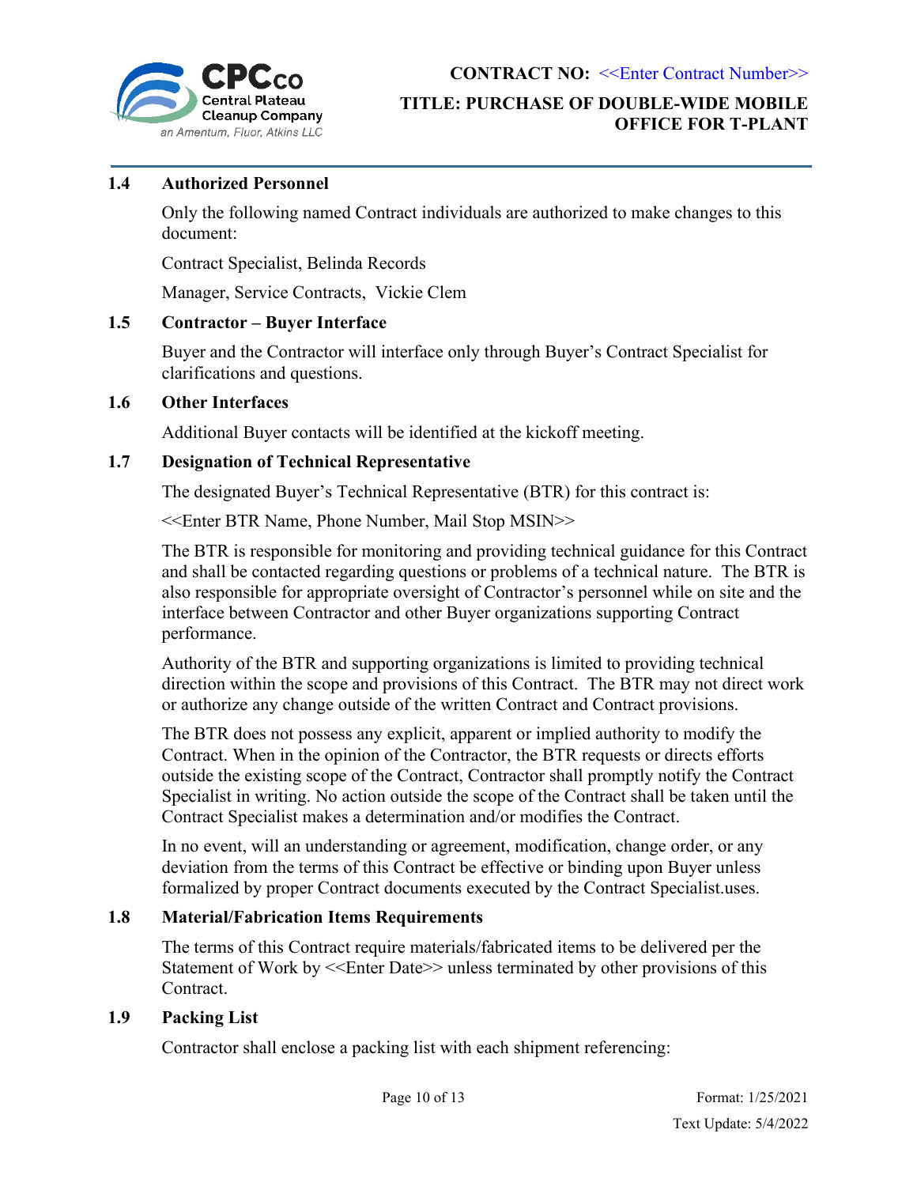### 1.4 Authorized Personnel

Only the following named Contract individuals are authorized to make changes to this document:

Contract Specialist, Belinda Records

Manager, Service Contracts, Vickie Clem

### 1.5 Contractor – Buyer Interface

Buyer and the Contractor will interface only through Buyer's Contract Specialist for clarifications and questions.

### 1.6 Other Interfaces

Additional Buyer contacts will be identified at the kickoff meeting.

### 1.7 Designation of Technical Representative

The designated Buyer's Technical Representative (BTR) for this contract is:

<<Enter BTR Name, Phone Number, Mail Stop MSIN>>

The BTR is responsible for monitoring and providing technical guidance for this Contract and shall be contacted regarding questions or problems of a technical nature. The BTR is also responsible for appropriate oversight of Contractor's personnel while on site and the interface between Contractor and other Buyer organizations supporting Contract performance.

Authority of the BTR and supporting organizations is limited to providing technical direction within the scope and provisions of this Contract. The BTR may not direct work or authorize any change outside of the written Contract and Contract provisions.

The BTR does not possess any explicit, apparent or implied authority to modify the Contract. When in the opinion of the Contractor, the BTR requests or directs efforts outside the existing scope of the Contract, Contractor shall promptly notify the Contract Specialist in writing. No action outside the scope of the Contract shall be taken until the Contract Specialist makes a determination and/or modifies the Contract.

In no event, will an understanding or agreement, modification, change order, or any deviation from the terms of this Contract be effective or binding upon Buyer unless formalized by proper Contract documents executed by the Contract Specialist.uses.

### 1.8 Material/Fabrication Items Requirements

The terms of this Contract require materials/fabricated items to be delivered per the Statement of Work by <<Enter Date>> unless terminated by other provisions of this Contract.

### 1.9 Packing List

Contractor shall enclose a packing list with each shipment referencing: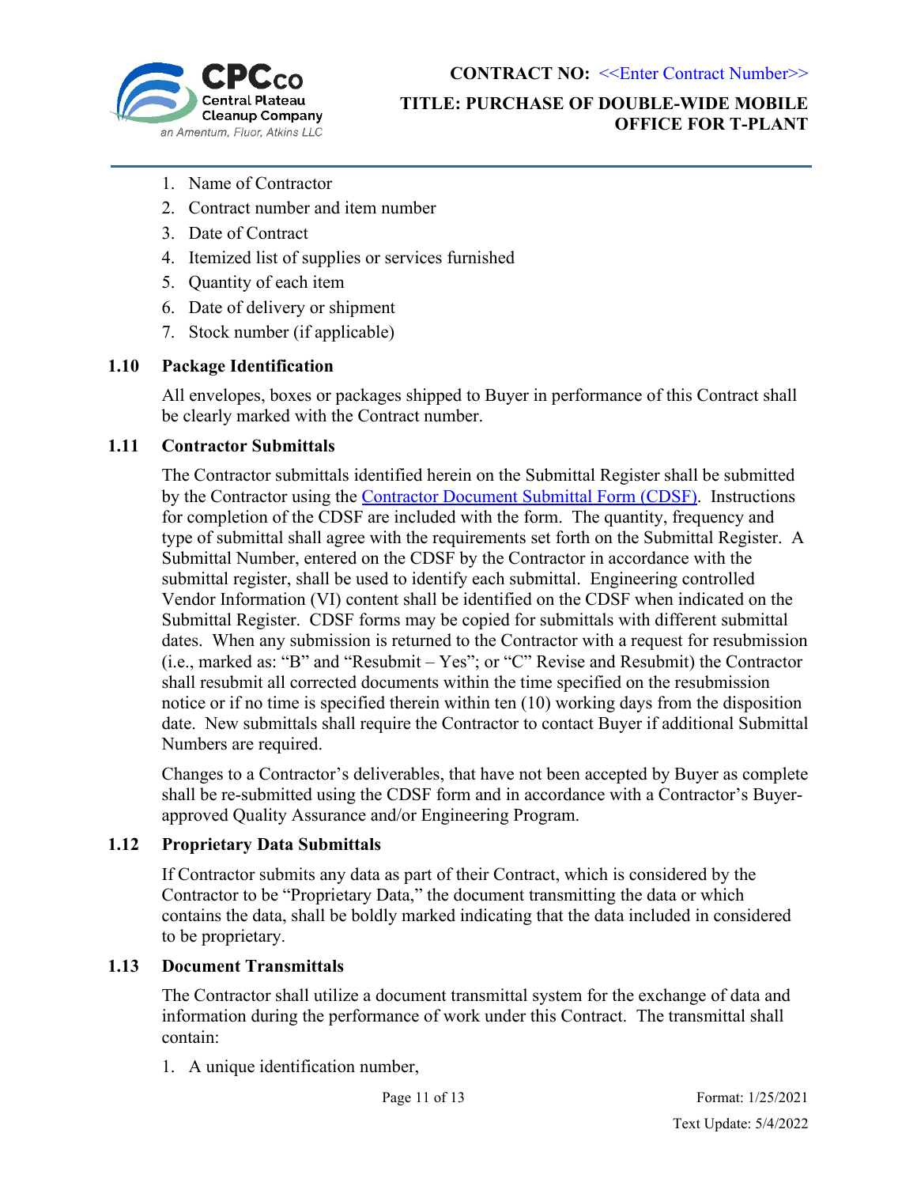1. Name of Contractor
2. Contract number and item number
3. Date of Contract
4. Itemized list of supplies or services furnished
5. Quantity of each item
6. Date of delivery or shipment
7. Stock number (if applicable)

### 1.10 Package Identification

All envelopes, boxes or packages shipped to Buyer in performance of this Contract shall be clearly marked with the Contract number.

### 1.11 Contractor Submittals

The Contractor submittals identified herein on the Submittal Register shall be submitted by the Contractor using the Contractor Document Submittal Form (CDSF). Instructions for completion of the CDSF are included with the form. The quantity, frequency and type of submittal shall agree with the requirements set forth on the Submittal Register. A Submittal Number, entered on the CDSF by the Contractor in accordance with the submittal register, shall be used to identify each submittal. Engineering controlled Vendor Information (VI) content shall be identified on the CDSF when indicated on the Submittal Register. CDSF forms may be copied for submittals with different submittal dates. When any submission is returned to the Contractor with a request for resubmission (i.e., marked as: "B" and "Resubmit – Yes"; or "C" Revise and Resubmit) the Contractor shall resubmit all corrected documents within the time specified on the resubmission notice or if no time is specified therein within ten (10) working days from the disposition date. New submittals shall require the Contractor to contact Buyer if additional Submittal Numbers are required.

Changes to a Contractor's deliverables, that have not been accepted by Buyer as complete shall be re-submitted using the CDSF form and in accordance with a Contractor's Buyer-approved Quality Assurance and/or Engineering Program.

### 1.12 Proprietary Data Submittals

If Contractor submits any data as part of their Contract, which is considered by the Contractor to be "Proprietary Data," the document transmitting the data or which contains the data, shall be boldly marked indicating that the data included in considered to be proprietary.

### 1.13 Document Transmittals

The Contractor shall utilize a document transmittal system for the exchange of data and information during the performance of work under this Contract. The transmittal shall contain:

1. A unique identification number,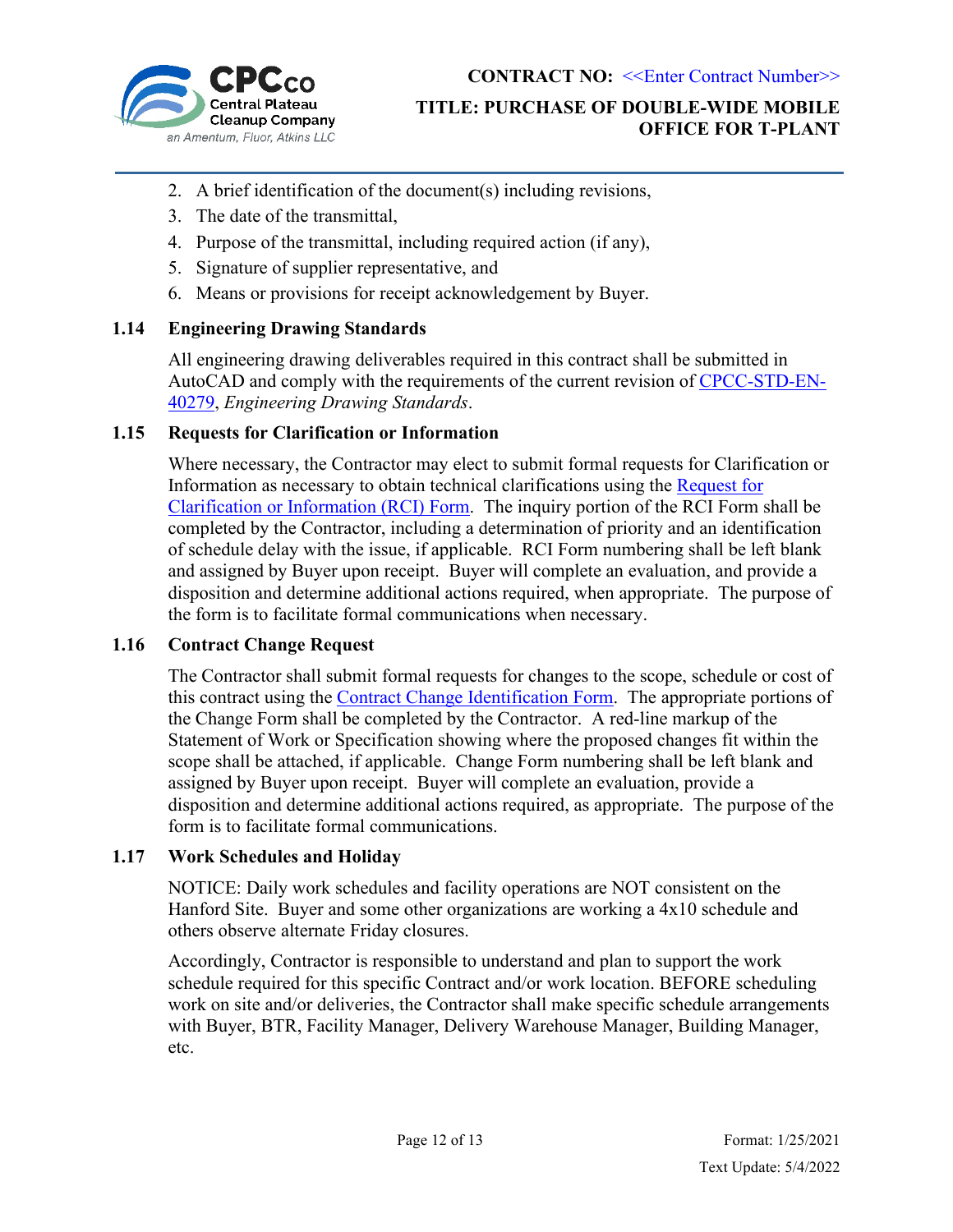2. A brief identification of the document(s) including revisions,
3. The date of the transmittal,
4. Purpose of the transmittal, including required action (if any),
5. Signature of supplier representative, and
6. Means or provisions for receipt acknowledgement by Buyer.

### 1.14 Engineering Drawing Standards

All engineering drawing deliverables required in this contract shall be submitted in AutoCAD and comply with the requirements of the current revision of CPCC-STD-EN-40279, *Engineering Drawing Standards*.

### 1.15 Requests for Clarification or Information

Where necessary, the Contractor may elect to submit formal requests for Clarification or Information as necessary to obtain technical clarifications using the Request for Clarification or Information (RCI) Form. The inquiry portion of the RCI Form shall be completed by the Contractor, including a determination of priority and an identification of schedule delay with the issue, if applicable. RCI Form numbering shall be left blank and assigned by Buyer upon receipt. Buyer will complete an evaluation, and provide a disposition and determine additional actions required, when appropriate. The purpose of the form is to facilitate formal communications when necessary.

### 1.16 Contract Change Request

The Contractor shall submit formal requests for changes to the scope, schedule or cost of this contract using the Contract Change Identification Form. The appropriate portions of the Change Form shall be completed by the Contractor. A red-line markup of the Statement of Work or Specification showing where the proposed changes fit within the scope shall be attached, if applicable. Change Form numbering shall be left blank and assigned by Buyer upon receipt. Buyer will complete an evaluation, provide a disposition and determine additional actions required, as appropriate. The purpose of the form is to facilitate formal communications.

### 1.17 Work Schedules and Holiday

NOTICE: Daily work schedules and facility operations are NOT consistent on the Hanford Site. Buyer and some other organizations are working a 4x10 schedule and others observe alternate Friday closures.

Accordingly, Contractor is responsible to understand and plan to support the work schedule required for this specific Contract and/or work location. BEFORE scheduling work on site and/or deliveries, the Contractor shall make specific schedule arrangements with Buyer, BTR, Facility Manager, Delivery Warehouse Manager, Building Manager, etc.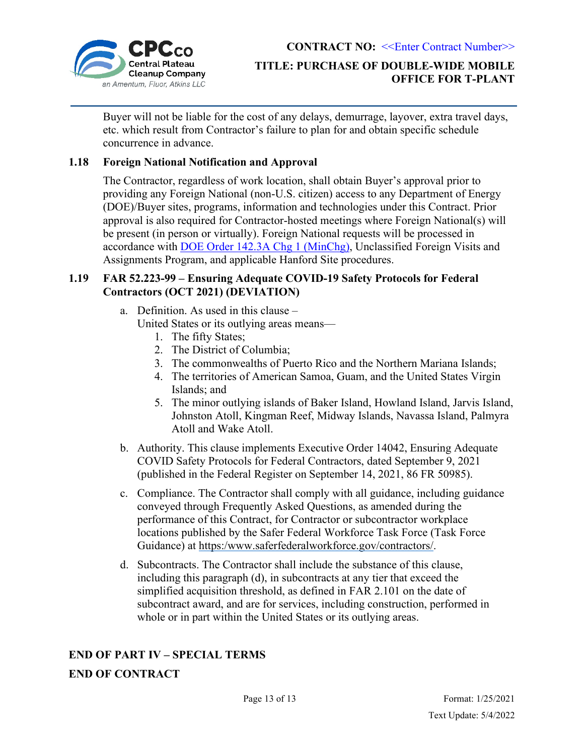Buyer will not be liable for the cost of any delays, demurrage, layover, extra travel days, etc. which result from Contractor's failure to plan for and obtain specific schedule concurrence in advance.

### 1.18 Foreign National Notification and Approval

The Contractor, regardless of work location, shall obtain Buyer's approval prior to providing any Foreign National (non-U.S. citizen) access to any Department of Energy (DOE)/Buyer sites, programs, information and technologies under this Contract. Prior approval is also required for Contractor-hosted meetings where Foreign National(s) will be present (in person or virtually). Foreign National requests will be processed in accordance with DOE Order 142.3A Chg 1 (MinChg), Unclassified Foreign Visits and Assignments Program, and applicable Hanford Site procedures.

### 1.19 FAR 52.223-99 – Ensuring Adequate COVID-19 Safety Protocols for Federal Contractors (OCT 2021) (DEVIATION)

a. Definition. As used in this clause –
   United States or its outlying areas means—
   1. The fifty States;
   2. The District of Columbia;
   3. The commonwealths of Puerto Rico and the Northern Mariana Islands;
   4. The territories of American Samoa, Guam, and the United States Virgin Islands; and
   5. The minor outlying islands of Baker Island, Howland Island, Jarvis Island, Johnston Atoll, Kingman Reef, Midway Islands, Navassa Island, Palmyra Atoll and Wake Atoll.

b. Authority. This clause implements Executive Order 14042, Ensuring Adequate COVID Safety Protocols for Federal Contractors, dated September 9, 2021 (published in the Federal Register on September 14, 2021, 86 FR 50985).

c. Compliance. The Contractor shall comply with all guidance, including guidance conveyed through Frequently Asked Questions, as amended during the performance of this Contract, for Contractor or subcontractor workplace locations published by the Safer Federal Workforce Task Force (Task Force Guidance) at https:/www.saferfederalworkforce.gov/contractors/.

d. Subcontracts. The Contractor shall include the substance of this clause, including this paragraph (d), in subcontracts at any tier that exceed the simplified acquisition threshold, as defined in FAR 2.101 on the date of subcontract award, and are for services, including construction, performed in whole or in part within the United States or its outlying areas.

**END OF PART IV – SPECIAL TERMS**

**END OF CONTRACT**